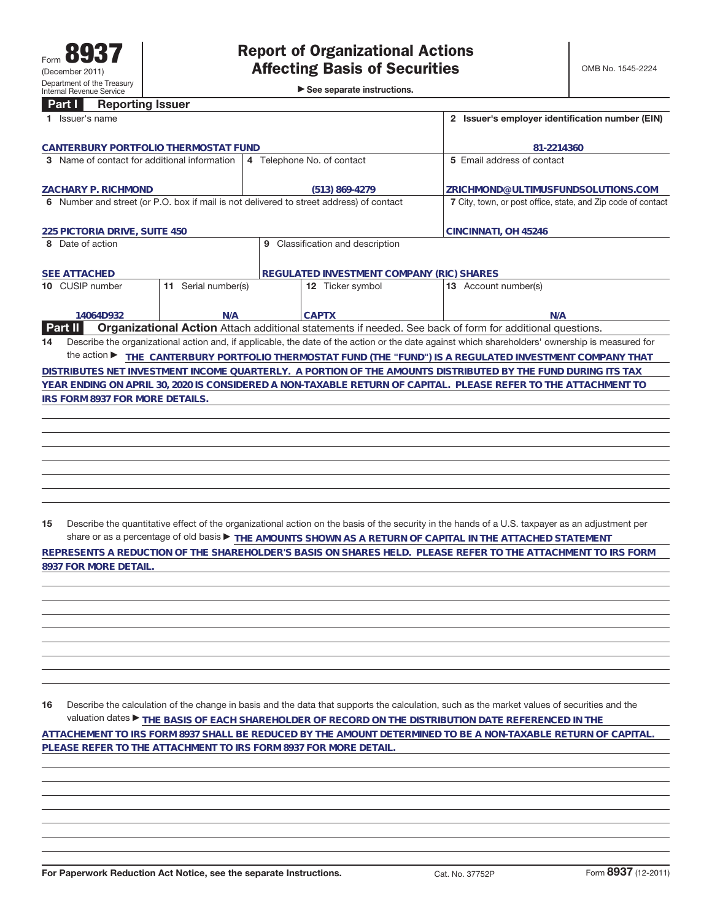Form **8937**
(December 2011)
Department of the Treasury
Internal Revenue Service

# Report of Organizational Actions Affecting Basis of Securities

► See separate instructions.

OMB No. 1545-2224

## Part I Reporting Issuer

| | |
|---|---|
| **1** Issuer's name<br>CANTERBURY PORTFOLIO THERMOSTAT FUND | **2** Issuer's employer identification number (EIN)<br>81-2214360 |

| | | |
|---|---|---|
| **3** Name of contact for additional information<br>ZACHARY P. RICHMOND | **4** Telephone No. of contact<br>(513) 869-4279 | **5** Email address of contact<br>ZRICHMOND@ULTIMUSFUNDSOLUTIONS.COM |

| | |
|---|---|
| **6** Number and street (or P.O. box if mail is not delivered to street address) of contact<br>225 PICTORIA DRIVE, SUITE 450 | **7** City, town, or post office, state, and Zip code of contact<br>CINCINNATI, OH 45246 |

| | |
|---|---|
| **8** Date of action<br>SEE ATTACHED | **9** Classification and description<br>REGULATED INVESTMENT COMPANY (RIC) SHARES |

| **10** CUSIP number | **11** Serial number(s) | **12** Ticker symbol | **13** Account number(s) |
|---|---|---|---|
| 14064D932 | N/A | CAPTX | N/A |

## Part II Organizational Action

Attach additional statements if needed. See back of form for additional questions.

**14** Describe the organizational action and, if applicable, the date of the action or the date against which shareholders' ownership is measured for the action ► THE CANTERBURY PORTFOLIO THERMOSTAT FUND (THE "FUND") IS A REGULATED INVESTMENT COMPANY THAT DISTRIBUTES NET INVESTMENT INCOME QUARTERLY. A PORTION OF THE AMOUNTS DISTRIBUTED BY THE FUND DURING ITS TAX YEAR ENDING ON APRIL 30, 2020 IS CONSIDERED A NON-TAXABLE RETURN OF CAPITAL. PLEASE REFER TO THE ATTACHMENT TO IRS FORM 8937 FOR MORE DETAILS.

**15** Describe the quantitative effect of the organizational action on the basis of the security in the hands of a U.S. taxpayer as an adjustment per share or as a percentage of old basis ► THE AMOUNTS SHOWN AS A RETURN OF CAPITAL IN THE ATTACHED STATEMENT REPRESENTS A REDUCTION OF THE SHAREHOLDER'S BASIS ON SHARES HELD. PLEASE REFER TO THE ATTACHMENT TO IRS FORM 8937 FOR MORE DETAIL.

**16** Describe the calculation of the change in basis and the data that supports the calculation, such as the market values of securities and the valuation dates ► THE BASIS OF EACH SHAREHOLDER OF RECORD ON THE DISTRIBUTION DATE REFERENCED IN THE ATTACHEMENT TO IRS FORM 8937 SHALL BE REDUCED BY THE AMOUNT DETERMINED TO BE A NON-TAXABLE RETURN OF CAPITAL. PLEASE REFER TO THE ATTACHMENT TO IRS FORM 8937 FOR MORE DETAIL.

**For Paperwork Reduction Act Notice, see the separate Instructions.** Cat. No. 37752P Form **8937** (12-2011)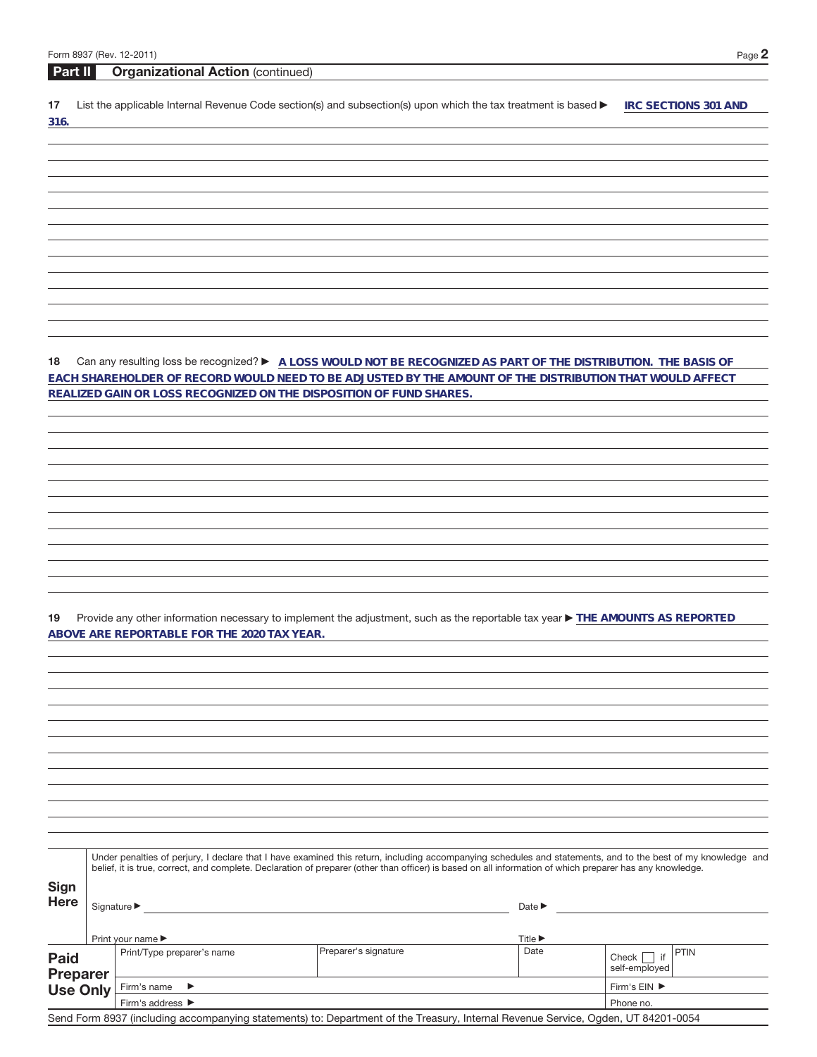Form 8937 (Rev. 12-2011)

## Part II Organizational Action (continued)

**17** List the applicable Internal Revenue Code section(s) and subsection(s) upon which the tax treatment is based ▶ **IRC SECTIONS 301 AND 316.**

**18** Can any resulting loss be recognized? ▶ **A LOSS WOULD NOT BE RECOGNIZED AS PART OF THE DISTRIBUTION. THE BASIS OF EACH SHAREHOLDER OF RECORD WOULD NEED TO BE ADJUSTED BY THE AMOUNT OF THE DISTRIBUTION THAT WOULD AFFECT REALIZED GAIN OR LOSS RECOGNIZED ON THE DISPOSITION OF FUND SHARES.**

**19** Provide any other information necessary to implement the adjustment, such as the reportable tax year ▶ **THE AMOUNTS AS REPORTED ABOVE ARE REPORTABLE FOR THE 2020 TAX YEAR.**

**Sign Here**

Under penalties of perjury, I declare that I have examined this return, including accompanying schedules and statements, and to the best of my knowledge and belief, it is true, correct, and complete. Declaration of preparer (other than officer) is based on all information of which preparer has any knowledge.

Signature ▶ Date ▶

Print your name ▶ Title ▶

| **Paid Preparer Use Only** | Print/Type preparer's name | Preparer's signature | Date | Check ☐ if self-employed | PTIN |
|---|---|---|---|---|---|
| | Firm's name ▶ | | | Firm's EIN ▶ | |
| | Firm's address ▶ | | | Phone no. | |

Send Form 8937 (including accompanying statements) to: Department of the Treasury, Internal Revenue Service, Ogden, UT 84201-0054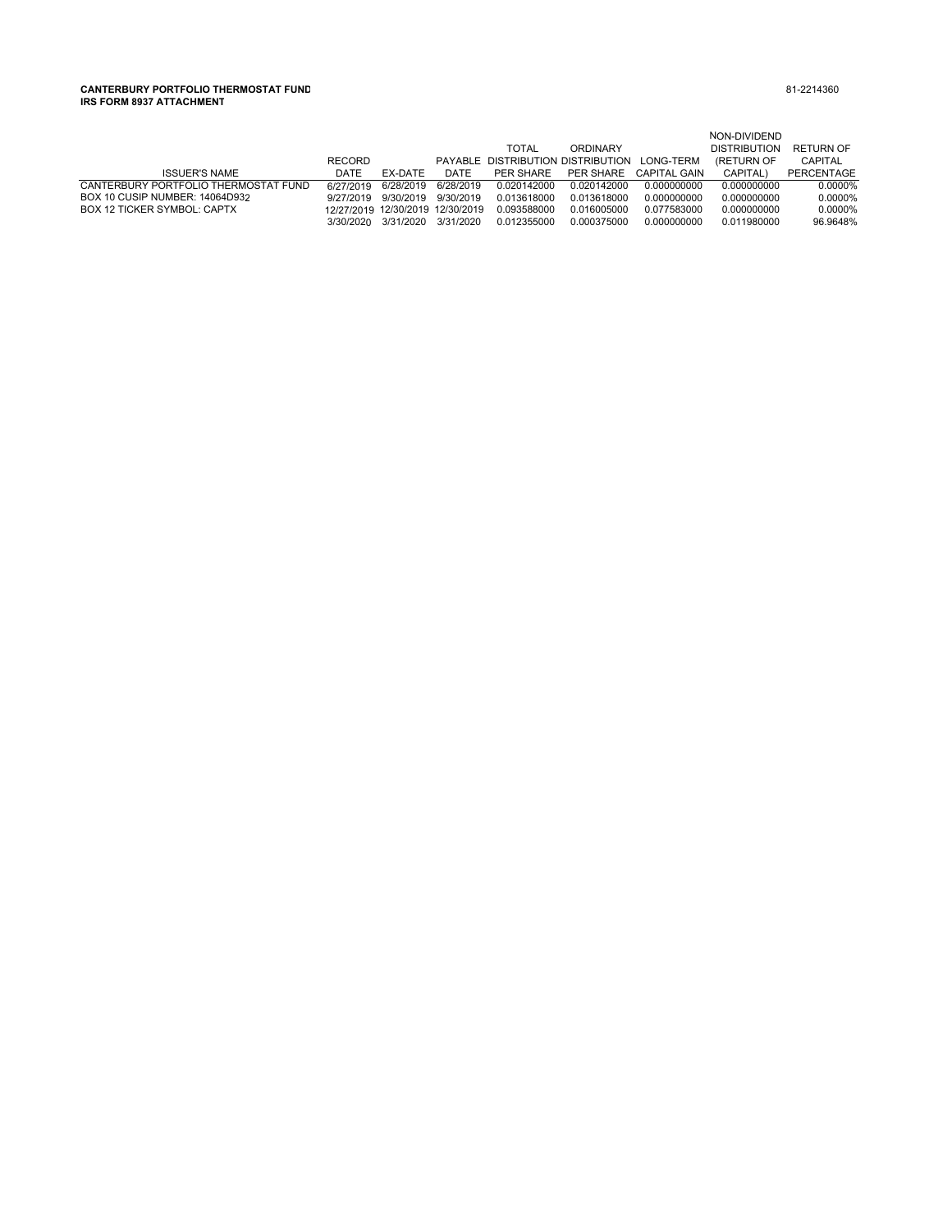**CANTERBURY PORTFOLIO THERMOSTAT FUND**
**IRS FORM 8937 ATTACHMENT**

81-2214360

| ISSUER'S NAME | RECORD DATE | EX-DATE | PAYABLE DATE | TOTAL DISTRIBUTION PER SHARE | ORDINARY DISTRIBUTION PER SHARE | LONG-TERM CAPITAL GAIN | NON-DIVIDEND DISTRIBUTION (RETURN OF CAPITAL) | RETURN OF CAPITAL PERCENTAGE |
|---|---|---|---|---|---|---|---|---|
| CANTERBURY PORTFOLIO THERMOSTAT FUND | 6/27/2019 | 6/28/2019 | 6/28/2019 | 0.020142000 | 0.020142000 | 0.000000000 | 0.000000000 | 0.0000% |
| BOX 10 CUSIP NUMBER: 14064D932 | 9/27/2019 | 9/30/2019 | 9/30/2019 | 0.013618000 | 0.013618000 | 0.000000000 | 0.000000000 | 0.0000% |
| BOX 12 TICKER SYMBOL: CAPTX | 12/27/2019 | 12/30/2019 | 12/30/2019 | 0.093588000 | 0.016005000 | 0.077583000 | 0.000000000 | 0.0000% |
| | 3/30/2020 | 3/31/2020 | 3/31/2020 | 0.012355000 | 0.000375000 | 0.000000000 | 0.011980000 | 96.9648% |